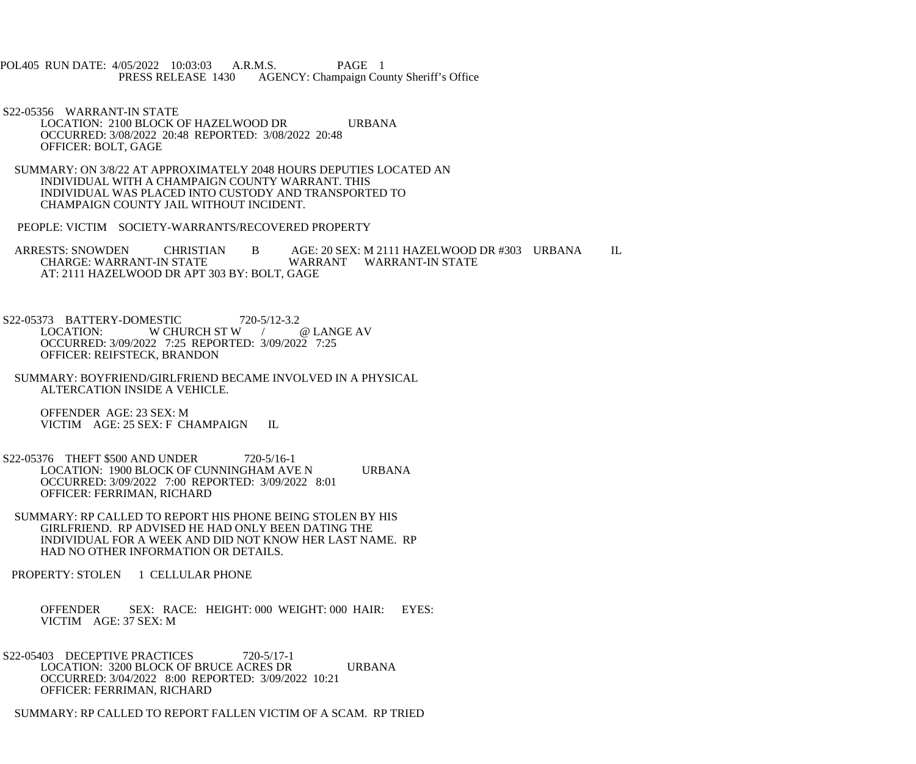POL405 RUN DATE: 4/05/2022 10:03:03 A.R.M.S. PAGE 1
PRESS RELEASE 1430 AGENCY: Champaign County Sheriff's Office

S22-05356 WARRANT-IN STATE
LOCATION: 2100 BLOCK OF HAZELWOOD DR URBANA
OCCURRED: 3/08/2022 20:48 REPORTED: 3/08/2022 20:48
OFFICER: BOLT, GAGE

SUMMARY: ON 3/8/22 AT APPROXIMATELY 2048 HOURS DEPUTIES LOCATED AN INDIVIDUAL WITH A CHAMPAIGN COUNTY WARRANT. THIS INDIVIDUAL WAS PLACED INTO CUSTODY AND TRANSPORTED TO CHAMPAIGN COUNTY JAIL WITHOUT INCIDENT.

PEOPLE: VICTIM SOCIETY-WARRANTS/RECOVERED PROPERTY

ARRESTS: SNOWDEN CHRISTIAN B AGE: 20 SEX: M 2111 HAZELWOOD DR #303 URBANA IL
CHARGE: WARRANT-IN STATE WARRANT WARRANT-IN STATE
AT: 2111 HAZELWOOD DR APT 303 BY: BOLT, GAGE

S22-05373 BATTERY-DOMESTIC 720-5/12-3.2
LOCATION: W CHURCH ST W / @ LANGE AV
OCCURRED: 3/09/2022 7:25 REPORTED: 3/09/2022 7:25
OFFICER: REIFSTECK, BRANDON

SUMMARY: BOYFRIEND/GIRLFRIEND BECAME INVOLVED IN A PHYSICAL ALTERCATION INSIDE A VEHICLE.

OFFENDER AGE: 23 SEX: M
VICTIM AGE: 25 SEX: F CHAMPAIGN IL

S22-05376 THEFT $500 AND UNDER 720-5/16-1
LOCATION: 1900 BLOCK OF CUNNINGHAM AVE N URBANA
OCCURRED: 3/09/2022 7:00 REPORTED: 3/09/2022 8:01
OFFICER: FERRIMAN, RICHARD

SUMMARY: RP CALLED TO REPORT HIS PHONE BEING STOLEN BY HIS GIRLFRIEND. RP ADVISED HE HAD ONLY BEEN DATING THE INDIVIDUAL FOR A WEEK AND DID NOT KNOW HER LAST NAME. RP HAD NO OTHER INFORMATION OR DETAILS.

PROPERTY: STOLEN 1 CELLULAR PHONE

OFFENDER SEX: RACE: HEIGHT: 000 WEIGHT: 000 HAIR: EYES:
VICTIM AGE: 37 SEX: M

S22-05403 DECEPTIVE PRACTICES 720-5/17-1
LOCATION: 3200 BLOCK OF BRUCE ACRES DR URBANA
OCCURRED: 3/04/2022 8:00 REPORTED: 3/09/2022 10:21
OFFICER: FERRIMAN, RICHARD

SUMMARY: RP CALLED TO REPORT FALLEN VICTIM OF A SCAM. RP TRIED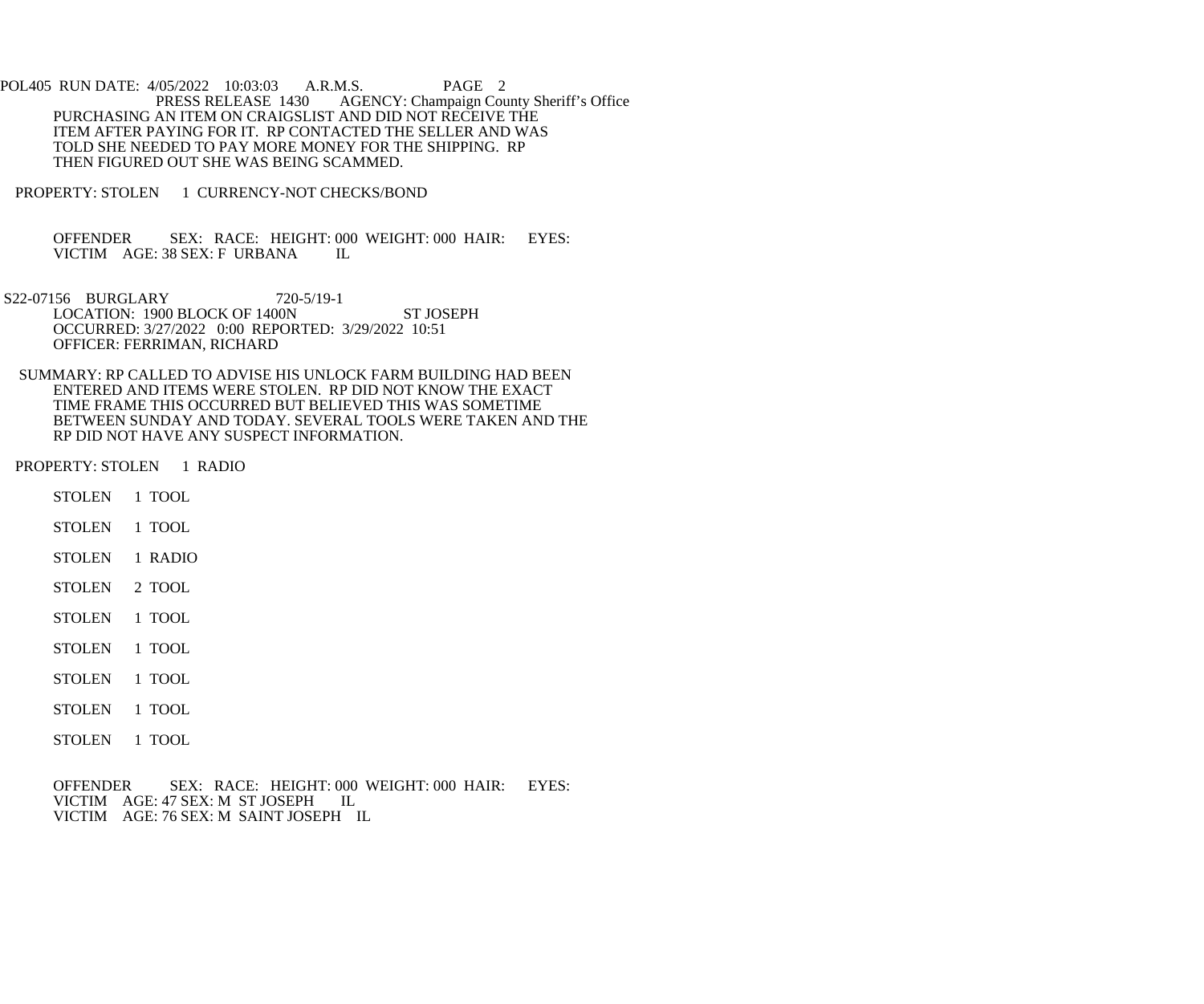PURCHASING AN ITEM ON CRAIGSLIST AND DID NOT RECEIVE THE ITEM AFTER PAYING FOR IT. RP CONTACTED THE SELLER AND WAS TOLD SHE NEEDED TO PAY MORE MONEY FOR THE SHIPPING. RP THEN FIGURED OUT SHE WAS BEING SCAMMED.

PROPERTY: STOLEN 1 CURRENCY-NOT CHECKS/BOND

OFFENDER SEX: RACE: HEIGHT: 000 WEIGHT: 000 HAIR: EYES:
VICTIM AGE: 38 SEX: F URBANA IL

S22-07156 BURGLARY 720-5/19-1
LOCATION: 1900 BLOCK OF 1400N ST JOSEPH
OCCURRED: 3/27/2022 0:00 REPORTED: 3/29/2022 10:51
OFFICER: FERRIMAN, RICHARD

SUMMARY: RP CALLED TO ADVISE HIS UNLOCK FARM BUILDING HAD BEEN ENTERED AND ITEMS WERE STOLEN. RP DID NOT KNOW THE EXACT TIME FRAME THIS OCCURRED BUT BELIEVED THIS WAS SOMETIME BETWEEN SUNDAY AND TODAY. SEVERAL TOOLS WERE TAKEN AND THE RP DID NOT HAVE ANY SUSPECT INFORMATION.

PROPERTY: STOLEN 1 RADIO

STOLEN 1 TOOL

STOLEN 1 TOOL

STOLEN 1 RADIO

STOLEN 2 TOOL

STOLEN 1 TOOL

STOLEN 1 TOOL

STOLEN 1 TOOL

STOLEN 1 TOOL

STOLEN 1 TOOL

OFFENDER SEX: RACE: HEIGHT: 000 WEIGHT: 000 HAIR: EYES:
VICTIM AGE: 47 SEX: M ST JOSEPH IL
VICTIM AGE: 76 SEX: M SAINT JOSEPH IL